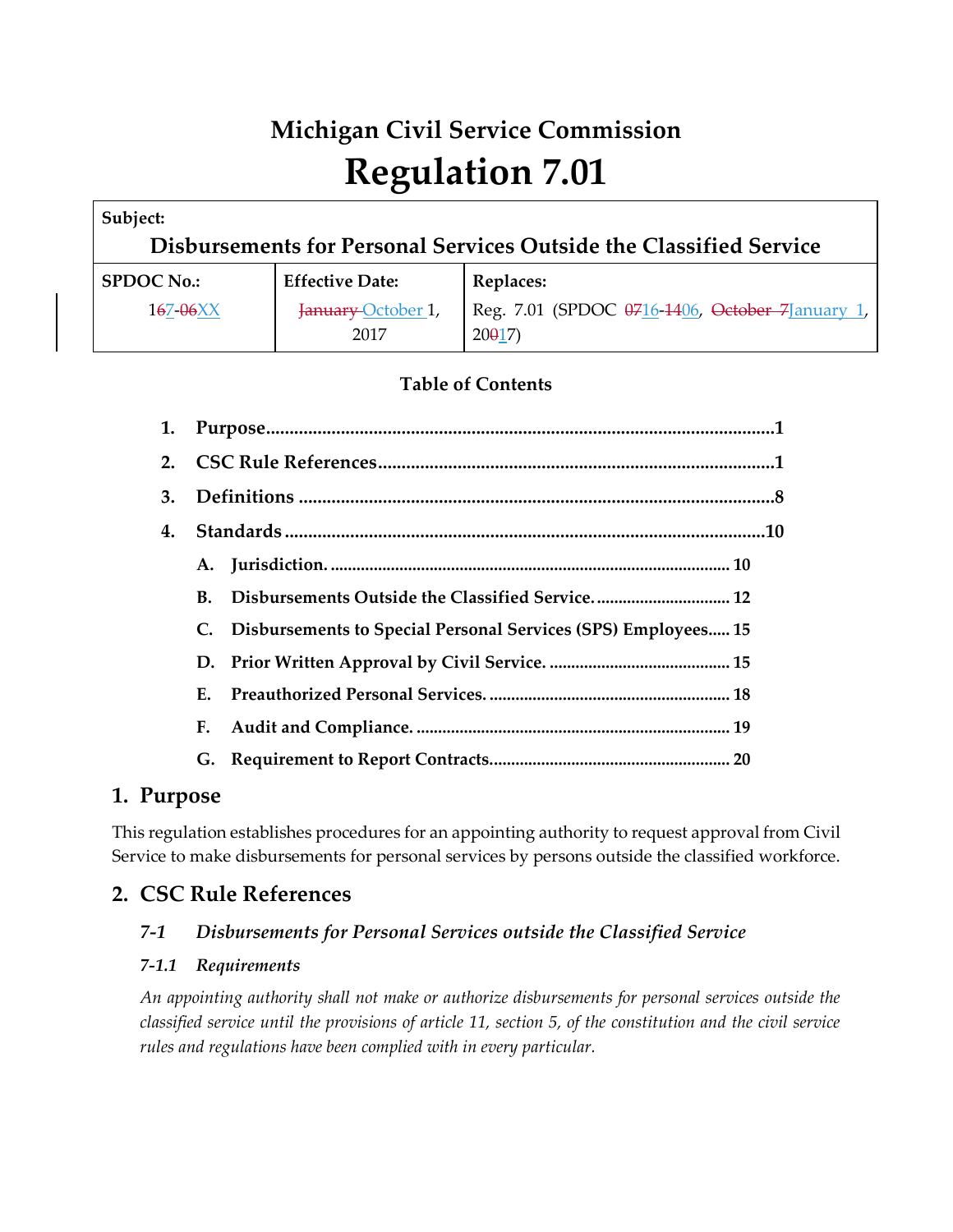# Michigan Civil Service Commission

# Regulation 7.01

| **Subject:** | | |
|---|---|---|
| **Disbursements for Personal Services Outside the Classified Service** | | |
| **SPDOC No.:** | **Effective Date:** | **Replaces:** |
| 1~~6~~7-~~06~~XX | ~~January~~ October 1, 2017 | Reg. 7.01 (SPDOC ~~07~~16-~~14~~06, ~~October 7~~January 1, 20~~0~~17) |

**Table of Contents**

1. **Purpose** ........................................................ 1
2. **CSC Rule References** ........................................ 1
3. **Definitions** ................................................... 8
4. **Standards** .................................................... 10
   - A. **Jurisdiction.** ................................................ 10
   - B. **Disbursements Outside the Classified Service.** ........... 12
   - C. **Disbursements to Special Personal Services (SPS) Employees** ..... 15
   - D. **Prior Written Approval by Civil Service.** ................. 15
   - E. **Preauthorized Personal Services.** .......................... 18
   - F. **Audit and Compliance.** ....................................... 19
   - G. **Requirement to Report Contracts** ........................... 20

## 1. Purpose

This regulation establishes procedures for an appointing authority to request approval from Civil Service to make disbursements for personal services by persons outside the classified workforce.

## 2. CSC Rule References

### *7-1 Disbursements for Personal Services outside the Classified Service*

#### *7-1.1 Requirements*

*An appointing authority shall not make or authorize disbursements for personal services outside the classified service until the provisions of article 11, section 5, of the constitution and the civil service rules and regulations have been complied with in every particular.*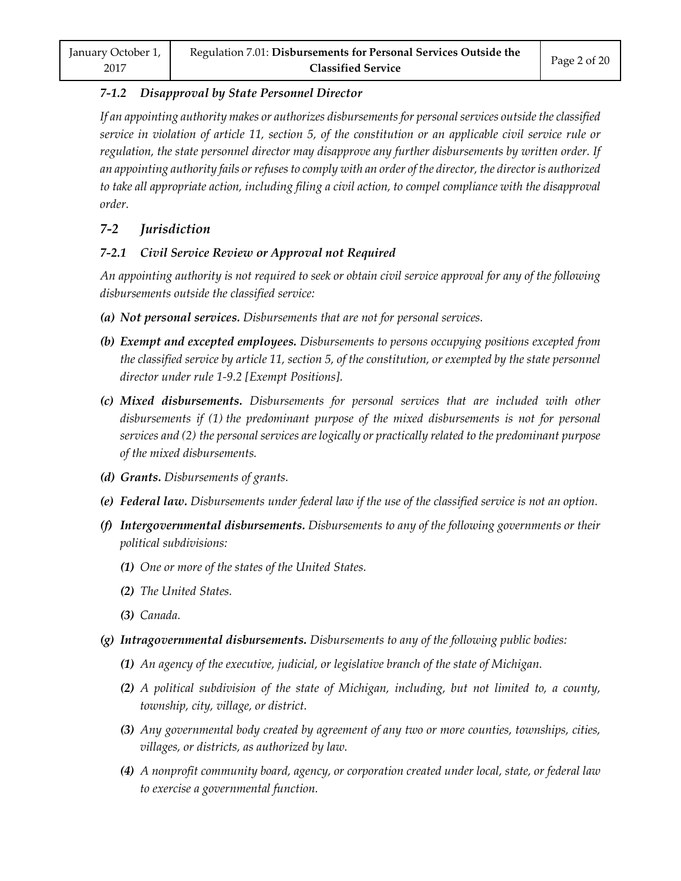### *7-1.2 Disapproval by State Personnel Director*

*If an appointing authority makes or authorizes disbursements for personal services outside the classified service in violation of article 11, section 5, of the constitution or an applicable civil service rule or regulation, the state personnel director may disapprove any further disbursements by written order. If an appointing authority fails or refuses to comply with an order of the director, the director is authorized to take all appropriate action, including filing a civil action, to compel compliance with the disapproval order.*

## *7-2 Jurisdiction*

### *7-2.1 Civil Service Review or Approval not Required*

*An appointing authority is not required to seek or obtain civil service approval for any of the following disbursements outside the classified service:*

- ***(a) Not personal services.*** *Disbursements that are not for personal services.*
- ***(b) Exempt and excepted employees.*** *Disbursements to persons occupying positions excepted from the classified service by article 11, section 5, of the constitution, or exempted by the state personnel director under rule 1-9.2 [Exempt Positions].*
- ***(c) Mixed disbursements.*** *Disbursements for personal services that are included with other disbursements if (1) the predominant purpose of the mixed disbursements is not for personal services and (2) the personal services are logically or practically related to the predominant purpose of the mixed disbursements.*
- ***(d) Grants.*** *Disbursements of grants.*
- ***(e) Federal law.*** *Disbursements under federal law if the use of the classified service is not an option.*
- ***(f) Intergovernmental disbursements.*** *Disbursements to any of the following governments or their political subdivisions:*
  - ***(1)*** *One or more of the states of the United States.*
  - ***(2)*** *The United States.*
  - ***(3)*** *Canada.*
- ***(g) Intragovernmental disbursements.*** *Disbursements to any of the following public bodies:*
  - ***(1)*** *An agency of the executive, judicial, or legislative branch of the state of Michigan.*
  - ***(2)*** *A political subdivision of the state of Michigan, including, but not limited to, a county, township, city, village, or district.*
  - ***(3)*** *Any governmental body created by agreement of any two or more counties, townships, cities, villages, or districts, as authorized by law.*
  - ***(4)*** *A nonprofit community board, agency, or corporation created under local, state, or federal law to exercise a governmental function.*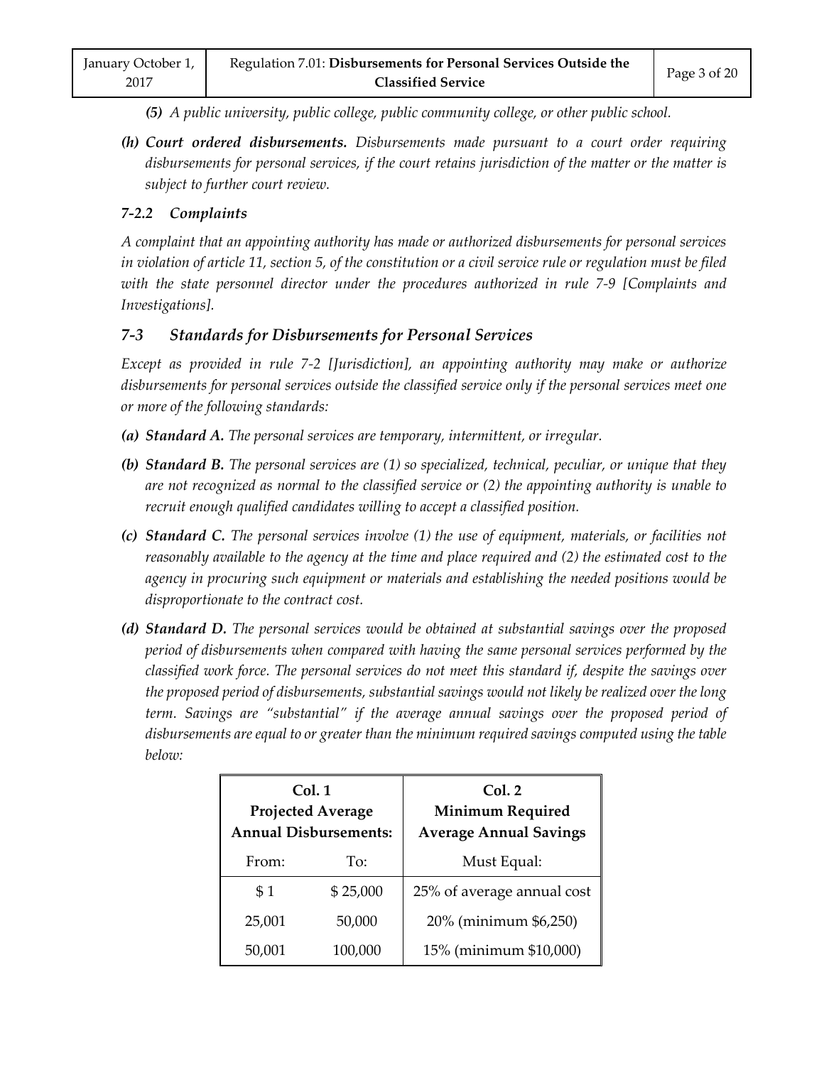*(5) A public university, public college, public community college, or other public school.*

*(h) **Court ordered disbursements.** Disbursements made pursuant to a court order requiring disbursements for personal services, if the court retains jurisdiction of the matter or the matter is subject to further court review.*

### *7-2.2 Complaints*

*A complaint that an appointing authority has made or authorized disbursements for personal services in violation of article 11, section 5, of the constitution or a civil service rule or regulation must be filed with the state personnel director under the procedures authorized in rule 7-9 [Complaints and Investigations].*

## *7-3 Standards for Disbursements for Personal Services*

*Except as provided in rule 7-2 [Jurisdiction], an appointing authority may make or authorize disbursements for personal services outside the classified service only if the personal services meet one or more of the following standards:*

*(a) **Standard A.** The personal services are temporary, intermittent, or irregular.*

*(b) **Standard B.** The personal services are (1) so specialized, technical, peculiar, or unique that they are not recognized as normal to the classified service or (2) the appointing authority is unable to recruit enough qualified candidates willing to accept a classified position.*

*(c) **Standard C.** The personal services involve (1) the use of equipment, materials, or facilities not reasonably available to the agency at the time and place required and (2) the estimated cost to the agency in procuring such equipment or materials and establishing the needed positions would be disproportionate to the contract cost.*

*(d) **Standard D.** The personal services would be obtained at substantial savings over the proposed period of disbursements when compared with having the same personal services performed by the classified work force. The personal services do not meet this standard if, despite the savings over the proposed period of disbursements, substantial savings would not likely be realized over the long term. Savings are "substantial" if the average annual savings over the proposed period of disbursements are equal to or greater than the minimum required savings computed using the table below:*

| **Col. 1 Projected Average Annual Disbursements:** | | **Col. 2 Minimum Required Average Annual Savings** |
|---|---|---|
| From: | To: | Must Equal: |
| $ 1 | $ 25,000 | 25% of average annual cost |
| 25,001 | 50,000 | 20% (minimum $6,250) |
| 50,001 | 100,000 | 15% (minimum $10,000) |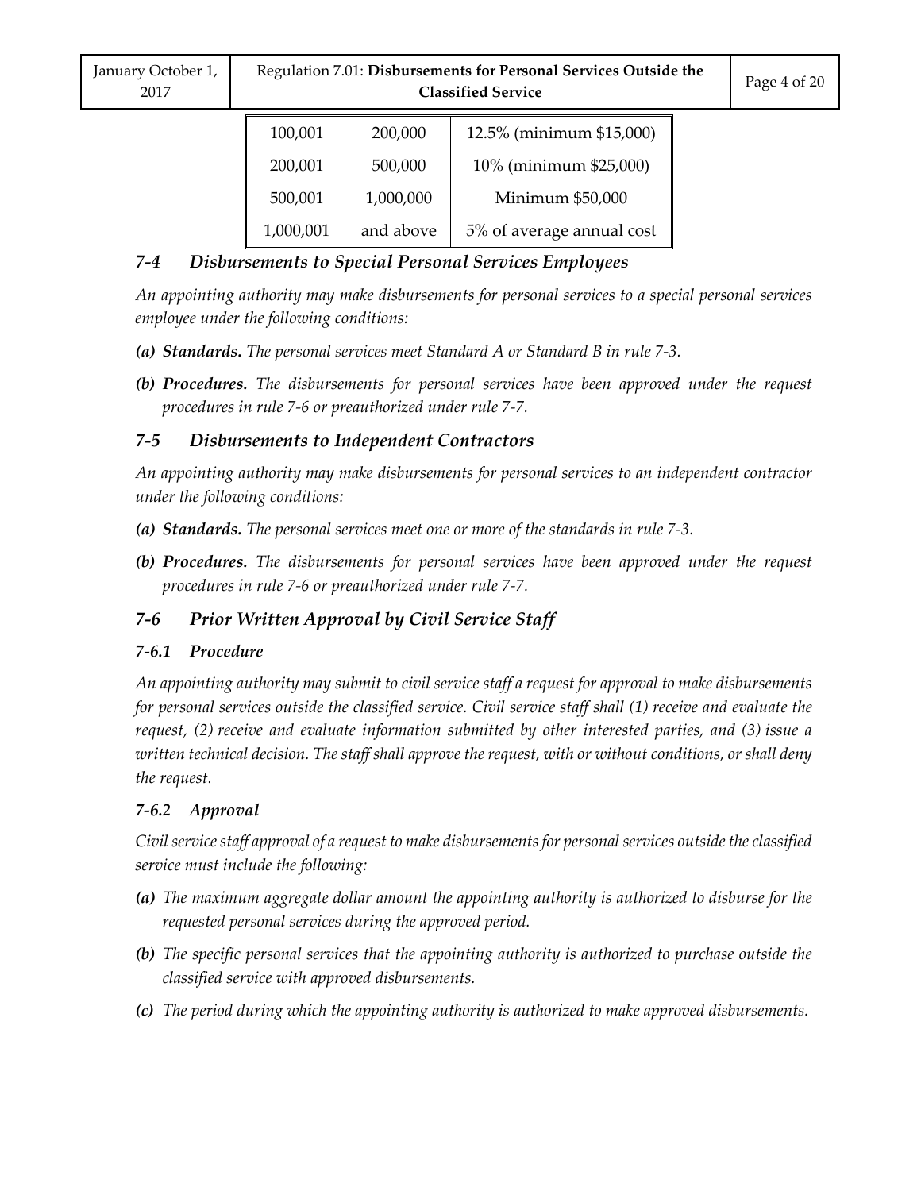| | | |
|---|---|---|
| 100,001 | 200,000 | 12.5% (minimum $15,000) |
| 200,001 | 500,000 | 10% (minimum $25,000) |
| 500,001 | 1,000,000 | Minimum $50,000 |
| 1,000,001 | and above | 5% of average annual cost |

## *7-4 Disbursements to Special Personal Services Employees*

*An appointing authority may make disbursements for personal services to a special personal services employee under the following conditions:*

- ***(a) Standards.*** *The personal services meet Standard A or Standard B in rule 7-3.*
- ***(b) Procedures.*** *The disbursements for personal services have been approved under the request procedures in rule 7-6 or preauthorized under rule 7-7.*

## *7-5 Disbursements to Independent Contractors*

*An appointing authority may make disbursements for personal services to an independent contractor under the following conditions:*

- ***(a) Standards.*** *The personal services meet one or more of the standards in rule 7-3.*
- ***(b) Procedures.*** *The disbursements for personal services have been approved under the request procedures in rule 7-6 or preauthorized under rule 7-7.*

## *7-6 Prior Written Approval by Civil Service Staff*

### *7-6.1 Procedure*

*An appointing authority may submit to civil service staff a request for approval to make disbursements for personal services outside the classified service. Civil service staff shall (1) receive and evaluate the request, (2) receive and evaluate information submitted by other interested parties, and (3) issue a written technical decision. The staff shall approve the request, with or without conditions, or shall deny the request.*

### *7-6.2 Approval*

*Civil service staff approval of a request to make disbursements for personal services outside the classified service must include the following:*

- ***(a)*** *The maximum aggregate dollar amount the appointing authority is authorized to disburse for the requested personal services during the approved period.*
- ***(b)*** *The specific personal services that the appointing authority is authorized to purchase outside the classified service with approved disbursements.*
- ***(c)*** *The period during which the appointing authority is authorized to make approved disbursements.*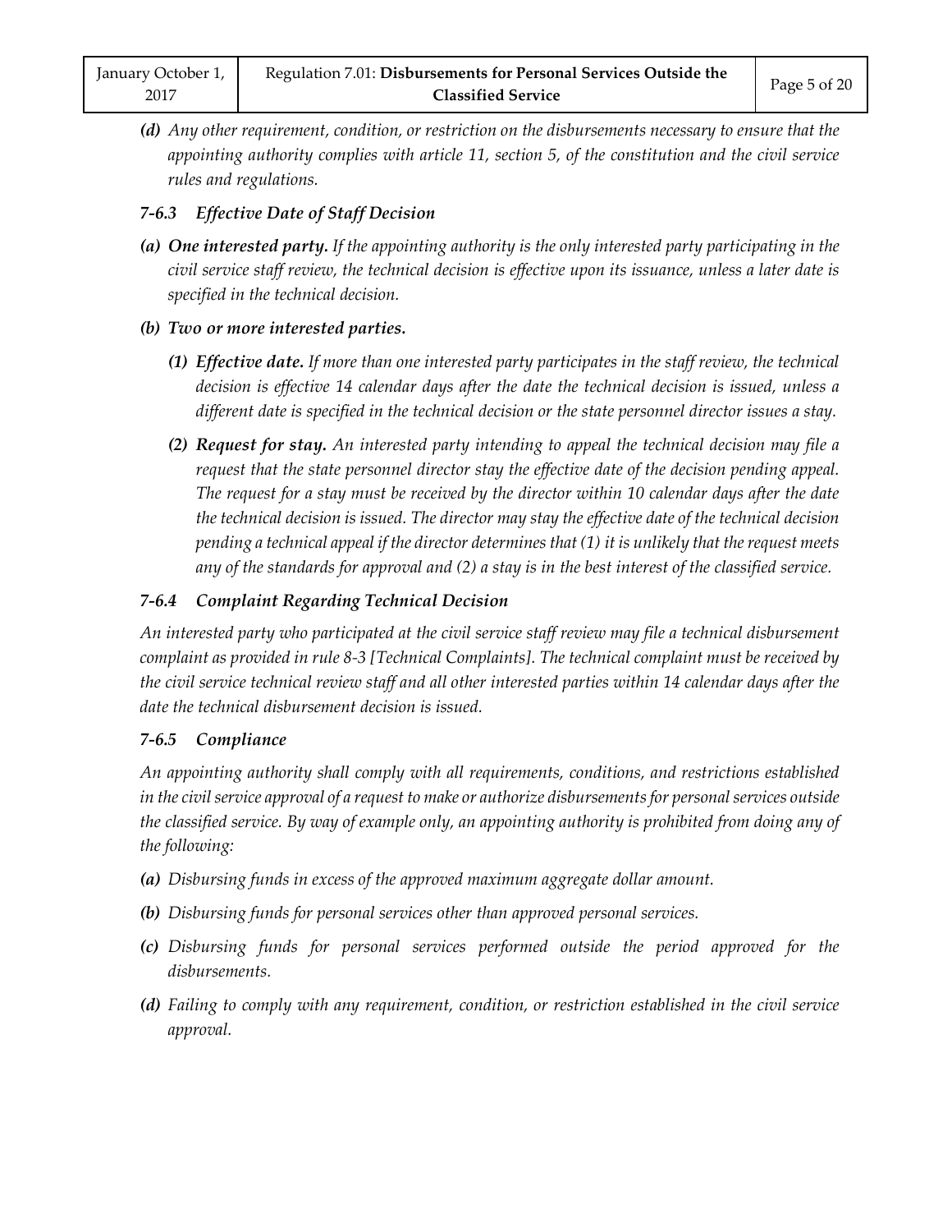*(d)* *Any other requirement, condition, or restriction on the disbursements necessary to ensure that the appointing authority complies with article 11, section 5, of the constitution and the civil service rules and regulations.*

### *7-6.3 Effective Date of Staff Decision*

*(a)* ***One interested party.*** *If the appointing authority is the only interested party participating in the civil service staff review, the technical decision is effective upon its issuance, unless a later date is specified in the technical decision.*

*(b)* ***Two or more interested parties.***

*(1)* ***Effective date.*** *If more than one interested party participates in the staff review, the technical decision is effective 14 calendar days after the date the technical decision is issued, unless a different date is specified in the technical decision or the state personnel director issues a stay.*

*(2)* ***Request for stay.*** *An interested party intending to appeal the technical decision may file a request that the state personnel director stay the effective date of the decision pending appeal. The request for a stay must be received by the director within 10 calendar days after the date the technical decision is issued. The director may stay the effective date of the technical decision pending a technical appeal if the director determines that (1) it is unlikely that the request meets any of the standards for approval and (2) a stay is in the best interest of the classified service.*

### *7-6.4 Complaint Regarding Technical Decision*

*An interested party who participated at the civil service staff review may file a technical disbursement complaint as provided in rule 8-3 [Technical Complaints]. The technical complaint must be received by the civil service technical review staff and all other interested parties within 14 calendar days after the date the technical disbursement decision is issued.*

### *7-6.5 Compliance*

*An appointing authority shall comply with all requirements, conditions, and restrictions established in the civil service approval of a request to make or authorize disbursements for personal services outside the classified service. By way of example only, an appointing authority is prohibited from doing any of the following:*

*(a)* *Disbursing funds in excess of the approved maximum aggregate dollar amount.*

*(b)* *Disbursing funds for personal services other than approved personal services.*

*(c)* *Disbursing funds for personal services performed outside the period approved for the disbursements.*

*(d)* *Failing to comply with any requirement, condition, or restriction established in the civil service approval.*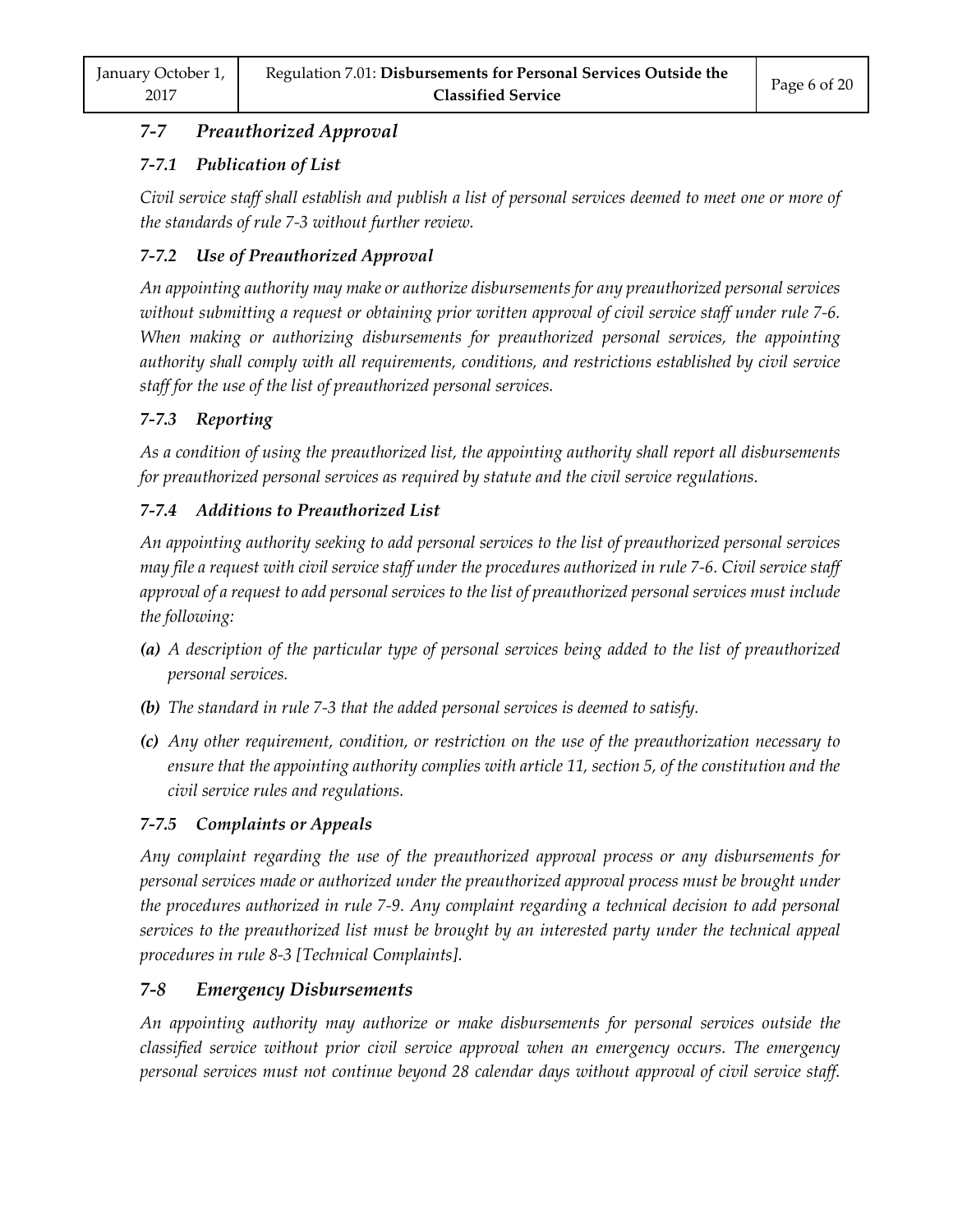## *7-7 Preauthorized Approval*

### *7-7.1 Publication of List*

*Civil service staff shall establish and publish a list of personal services deemed to meet one or more of the standards of rule 7-3 without further review.*

### *7-7.2 Use of Preauthorized Approval*

*An appointing authority may make or authorize disbursements for any preauthorized personal services without submitting a request or obtaining prior written approval of civil service staff under rule 7-6. When making or authorizing disbursements for preauthorized personal services, the appointing authority shall comply with all requirements, conditions, and restrictions established by civil service staff for the use of the list of preauthorized personal services.*

### *7-7.3 Reporting*

*As a condition of using the preauthorized list, the appointing authority shall report all disbursements for preauthorized personal services as required by statute and the civil service regulations.*

### *7-7.4 Additions to Preauthorized List*

*An appointing authority seeking to add personal services to the list of preauthorized personal services may file a request with civil service staff under the procedures authorized in rule 7-6. Civil service staff approval of a request to add personal services to the list of preauthorized personal services must include the following:*

***(a)*** *A description of the particular type of personal services being added to the list of preauthorized personal services.*

***(b)*** *The standard in rule 7-3 that the added personal services is deemed to satisfy.*

***(c)*** *Any other requirement, condition, or restriction on the use of the preauthorization necessary to ensure that the appointing authority complies with article 11, section 5, of the constitution and the civil service rules and regulations.*

### *7-7.5 Complaints or Appeals*

*Any complaint regarding the use of the preauthorized approval process or any disbursements for personal services made or authorized under the preauthorized approval process must be brought under the procedures authorized in rule 7-9. Any complaint regarding a technical decision to add personal services to the preauthorized list must be brought by an interested party under the technical appeal procedures in rule 8-3 [Technical Complaints].*

## *7-8 Emergency Disbursements*

*An appointing authority may authorize or make disbursements for personal services outside the classified service without prior civil service approval when an emergency occurs. The emergency personal services must not continue beyond 28 calendar days without approval of civil service staff.*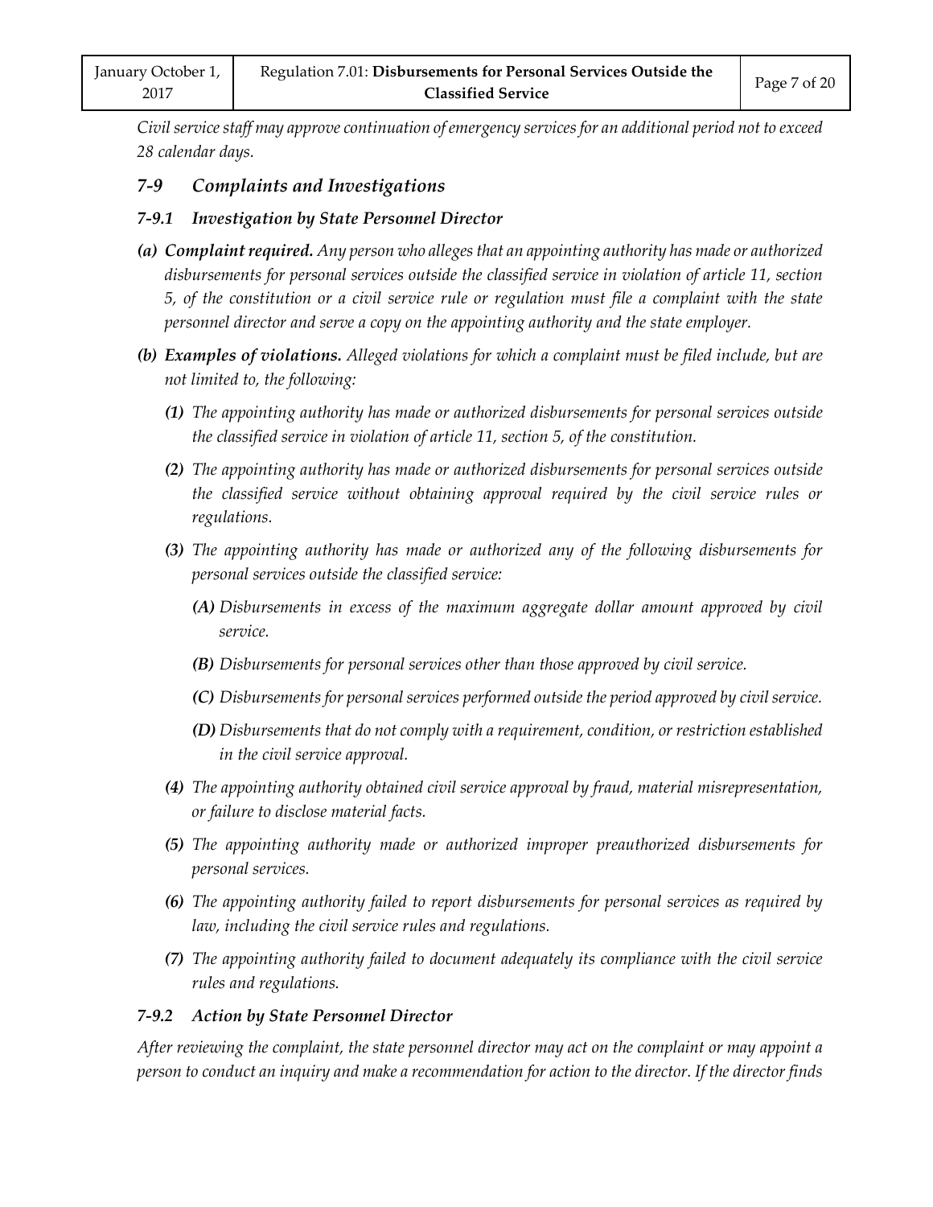*Civil service staff may approve continuation of emergency services for an additional period not to exceed 28 calendar days.*

## *7-9 Complaints and Investigations*

### *7-9.1 Investigation by State Personnel Director*

- ***(a) Complaint required.*** *Any person who alleges that an appointing authority has made or authorized disbursements for personal services outside the classified service in violation of article 11, section 5, of the constitution or a civil service rule or regulation must file a complaint with the state personnel director and serve a copy on the appointing authority and the state employer.*
- ***(b) Examples of violations.*** *Alleged violations for which a complaint must be filed include, but are not limited to, the following:*
  - ***(1)*** *The appointing authority has made or authorized disbursements for personal services outside the classified service in violation of article 11, section 5, of the constitution.*
  - ***(2)*** *The appointing authority has made or authorized disbursements for personal services outside the classified service without obtaining approval required by the civil service rules or regulations.*
  - ***(3)*** *The appointing authority has made or authorized any of the following disbursements for personal services outside the classified service:*
    - ***(A)*** *Disbursements in excess of the maximum aggregate dollar amount approved by civil service.*
    - ***(B)*** *Disbursements for personal services other than those approved by civil service.*
    - ***(C)*** *Disbursements for personal services performed outside the period approved by civil service.*
    - ***(D)*** *Disbursements that do not comply with a requirement, condition, or restriction established in the civil service approval.*
  - ***(4)*** *The appointing authority obtained civil service approval by fraud, material misrepresentation, or failure to disclose material facts.*
  - ***(5)*** *The appointing authority made or authorized improper preauthorized disbursements for personal services.*
  - ***(6)*** *The appointing authority failed to report disbursements for personal services as required by law, including the civil service rules and regulations.*
  - ***(7)*** *The appointing authority failed to document adequately its compliance with the civil service rules and regulations.*

### *7-9.2 Action by State Personnel Director*

*After reviewing the complaint, the state personnel director may act on the complaint or may appoint a person to conduct an inquiry and make a recommendation for action to the director. If the director finds*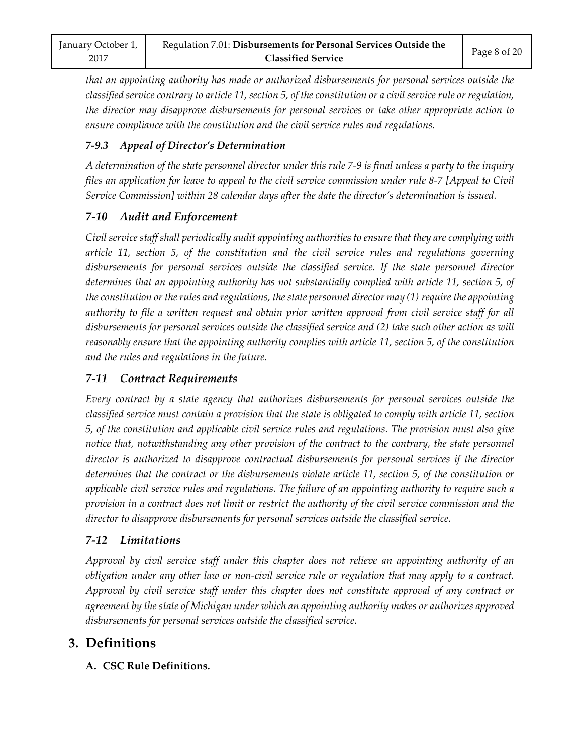*that an appointing authority has made or authorized disbursements for personal services outside the classified service contrary to article 11, section 5, of the constitution or a civil service rule or regulation, the director may disapprove disbursements for personal services or take other appropriate action to ensure compliance with the constitution and the civil service rules and regulations.*

#### *7-9.3 Appeal of Director's Determination*

*A determination of the state personnel director under this rule 7-9 is final unless a party to the inquiry files an application for leave to appeal to the civil service commission under rule 8-7 [Appeal to Civil Service Commission] within 28 calendar days after the date the director's determination is issued.*

### *7-10 Audit and Enforcement*

*Civil service staff shall periodically audit appointing authorities to ensure that they are complying with article 11, section 5, of the constitution and the civil service rules and regulations governing disbursements for personal services outside the classified service. If the state personnel director determines that an appointing authority has not substantially complied with article 11, section 5, of the constitution or the rules and regulations, the state personnel director may (1) require the appointing authority to file a written request and obtain prior written approval from civil service staff for all disbursements for personal services outside the classified service and (2) take such other action as will reasonably ensure that the appointing authority complies with article 11, section 5, of the constitution and the rules and regulations in the future.*

### *7-11 Contract Requirements*

*Every contract by a state agency that authorizes disbursements for personal services outside the classified service must contain a provision that the state is obligated to comply with article 11, section 5, of the constitution and applicable civil service rules and regulations. The provision must also give notice that, notwithstanding any other provision of the contract to the contrary, the state personnel director is authorized to disapprove contractual disbursements for personal services if the director determines that the contract or the disbursements violate article 11, section 5, of the constitution or applicable civil service rules and regulations. The failure of an appointing authority to require such a provision in a contract does not limit or restrict the authority of the civil service commission and the director to disapprove disbursements for personal services outside the classified service.*

### *7-12 Limitations*

*Approval by civil service staff under this chapter does not relieve an appointing authority of an obligation under any other law or non-civil service rule or regulation that may apply to a contract. Approval by civil service staff under this chapter does not constitute approval of any contract or agreement by the state of Michigan under which an appointing authority makes or authorizes approved disbursements for personal services outside the classified service.*

## 3. Definitions

**A. CSC Rule Definitions.**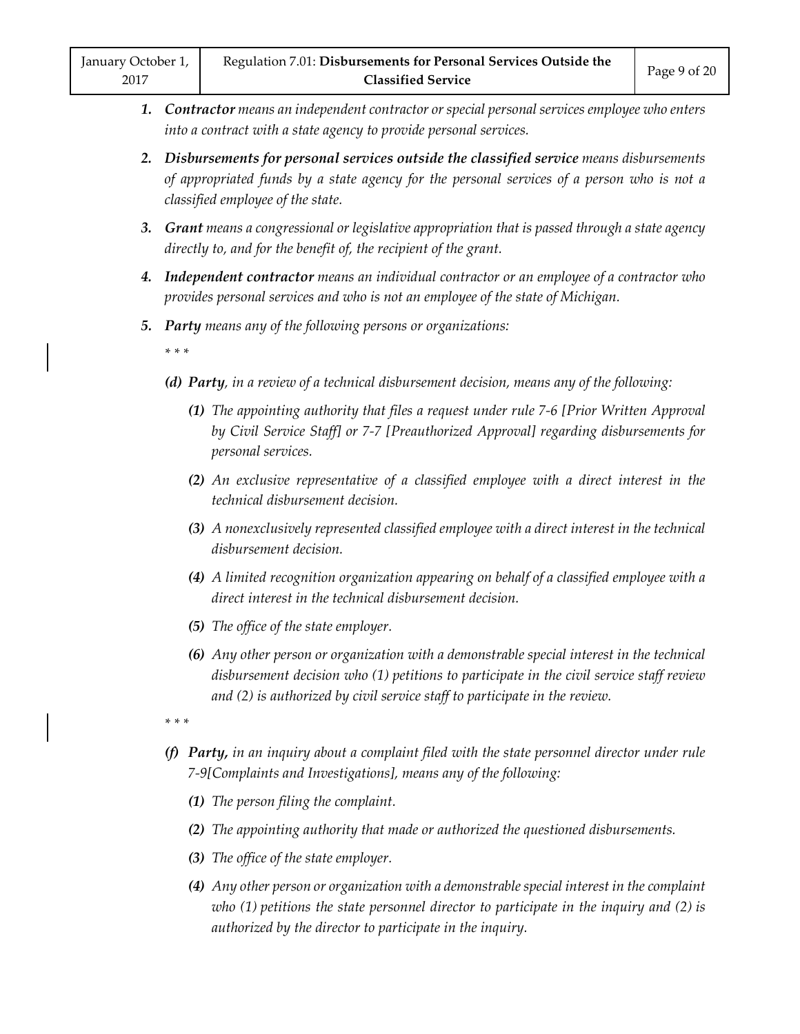1. ***Contractor*** *means an independent contractor or special personal services employee who enters into a contract with a state agency to provide personal services.*

2. ***Disbursements for personal services outside the classified service*** *means disbursements of appropriated funds by a state agency for the personal services of a person who is not a classified employee of the state.*

3. ***Grant*** *means a congressional or legislative appropriation that is passed through a state agency directly to, and for the benefit of, the recipient of the grant.*

4. ***Independent contractor*** *means an individual contractor or an employee of a contractor who provides personal services and who is not an employee of the state of Michigan.*

5. ***Party*** *means any of the following persons or organizations:*

   *\* \* \**

   ***(d) Party****, in a review of a technical disbursement decision, means any of the following:*

   ***(1)*** *The appointing authority that files a request under rule 7-6 [Prior Written Approval by Civil Service Staff] or 7-7 [Preauthorized Approval] regarding disbursements for personal services.*

   ***(2)*** *An exclusive representative of a classified employee with a direct interest in the technical disbursement decision.*

   ***(3)*** *A nonexclusively represented classified employee with a direct interest in the technical disbursement decision.*

   ***(4)*** *A limited recognition organization appearing on behalf of a classified employee with a direct interest in the technical disbursement decision.*

   ***(5)*** *The office of the state employer.*

   ***(6)*** *Any other person or organization with a demonstrable special interest in the technical disbursement decision who (1) petitions to participate in the civil service staff review and (2) is authorized by civil service staff to participate in the review.*

   *\* \* \**

   ***(f) Party,*** *in an inquiry about a complaint filed with the state personnel director under rule 7-9[Complaints and Investigations], means any of the following:*

   ***(1)*** *The person filing the complaint.*

   ***(2)*** *The appointing authority that made or authorized the questioned disbursements.*

   ***(3)*** *The office of the state employer.*

   ***(4)*** *Any other person or organization with a demonstrable special interest in the complaint who (1) petitions the state personnel director to participate in the inquiry and (2) is authorized by the director to participate in the inquiry.*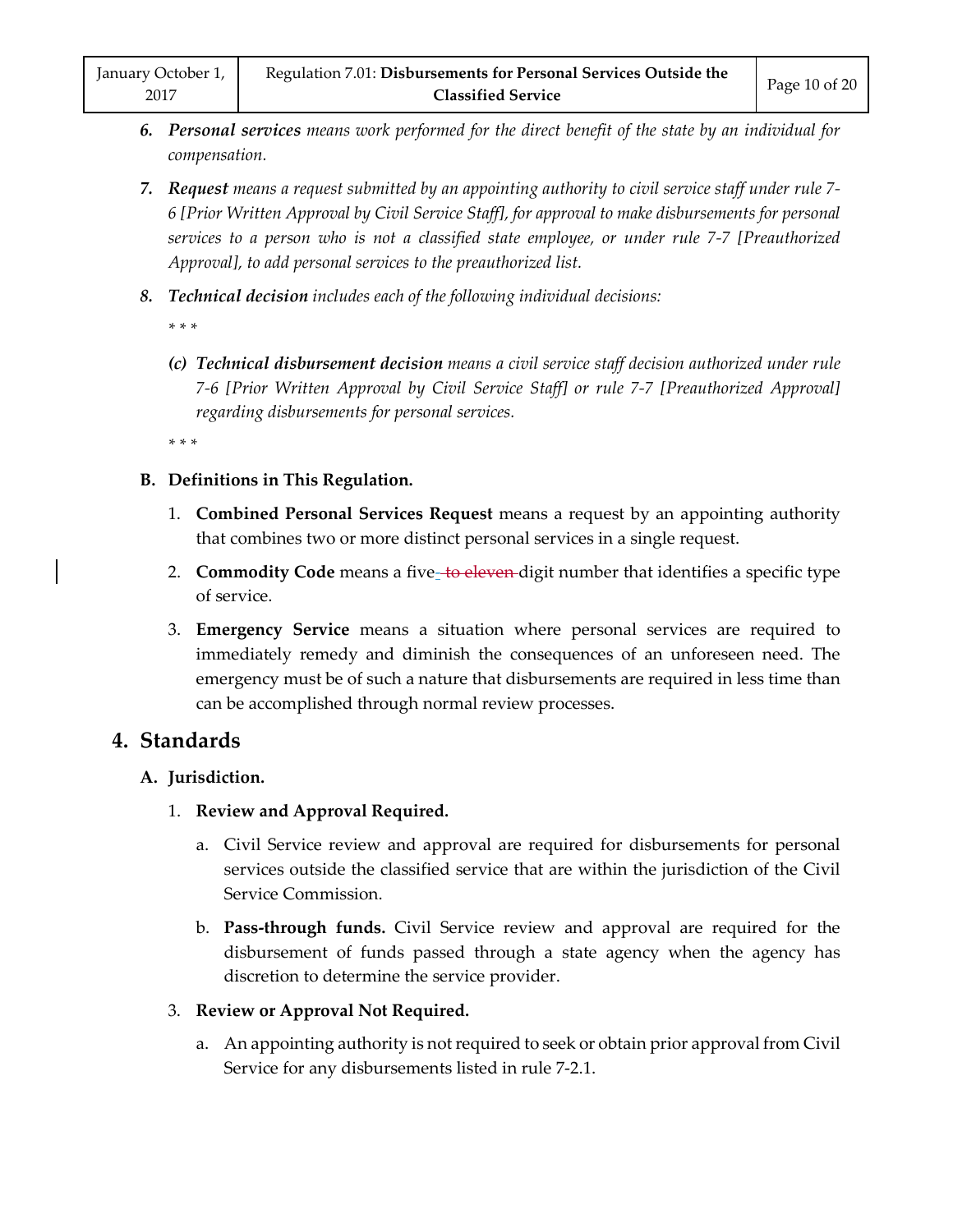6. ***Personal services*** *means work performed for the direct benefit of the state by an individual for compensation.*

7. ***Request*** *means a request submitted by an appointing authority to civil service staff under rule 7-6 [Prior Written Approval by Civil Service Staff], for approval to make disbursements for personal services to a person who is not a classified state employee, or under rule 7-7 [Preauthorized Approval], to add personal services to the preauthorized list.*

8. ***Technical decision*** *includes each of the following individual decisions:*

   \* \* \*

   *(c)* ***Technical disbursement decision*** *means a civil service staff decision authorized under rule 7-6 [Prior Written Approval by Civil Service Staff] or rule 7-7 [Preauthorized Approval] regarding disbursements for personal services.*

   \* \* \*

**B. Definitions in This Regulation.**

1. **Combined Personal Services Request** means a request by an appointing authority that combines two or more distinct personal services in a single request.

2. **Commodity Code** means a five~~- to eleven~~ digit number that identifies a specific type of service.

3. **Emergency Service** means a situation where personal services are required to immediately remedy and diminish the consequences of an unforeseen need. The emergency must be of such a nature that disbursements are required in less time than can be accomplished through normal review processes.

## 4. Standards

**A. Jurisdiction.**

1. **Review and Approval Required.**

   a. Civil Service review and approval are required for disbursements for personal services outside the classified service that are within the jurisdiction of the Civil Service Commission.

   b. **Pass-through funds.** Civil Service review and approval are required for the disbursement of funds passed through a state agency when the agency has discretion to determine the service provider.

3. **Review or Approval Not Required.**

   a. An appointing authority is not required to seek or obtain prior approval from Civil Service for any disbursements listed in rule 7-2.1.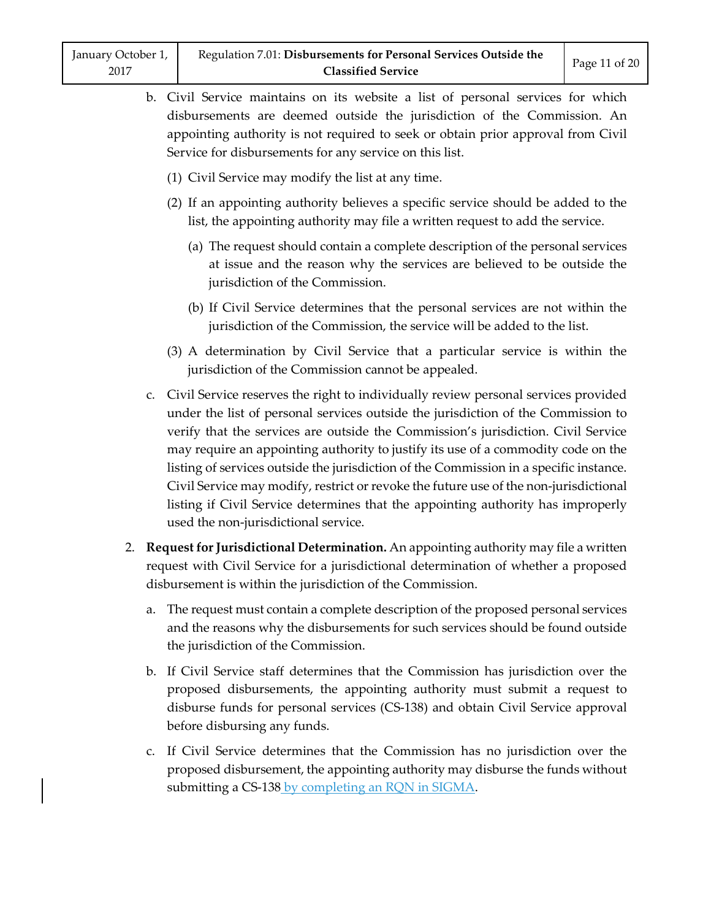b. Civil Service maintains on its website a list of personal services for which disbursements are deemed outside the jurisdiction of the Commission. An appointing authority is not required to seek or obtain prior approval from Civil Service for disbursements for any service on this list.

   (1) Civil Service may modify the list at any time.

   (2) If an appointing authority believes a specific service should be added to the list, the appointing authority may file a written request to add the service.

      (a) The request should contain a complete description of the personal services at issue and the reason why the services are believed to be outside the jurisdiction of the Commission.

      (b) If Civil Service determines that the personal services are not within the jurisdiction of the Commission, the service will be added to the list.

   (3) A determination by Civil Service that a particular service is within the jurisdiction of the Commission cannot be appealed.

c. Civil Service reserves the right to individually review personal services provided under the list of personal services outside the jurisdiction of the Commission to verify that the services are outside the Commission's jurisdiction. Civil Service may require an appointing authority to justify its use of a commodity code on the listing of services outside the jurisdiction of the Commission in a specific instance. Civil Service may modify, restrict or revoke the future use of the non-jurisdictional listing if Civil Service determines that the appointing authority has improperly used the non-jurisdictional service.

2. **Request for Jurisdictional Determination.** An appointing authority may file a written request with Civil Service for a jurisdictional determination of whether a proposed disbursement is within the jurisdiction of the Commission.

   a. The request must contain a complete description of the proposed personal services and the reasons why the disbursements for such services should be found outside the jurisdiction of the Commission.

   b. If Civil Service staff determines that the Commission has jurisdiction over the proposed disbursements, the appointing authority must submit a request to disburse funds for personal services (CS-138) and obtain Civil Service approval before disbursing any funds.

   c. If Civil Service determines that the Commission has no jurisdiction over the proposed disbursement, the appointing authority may disburse the funds without submitting a CS-138 by completing an RQN in SIGMA.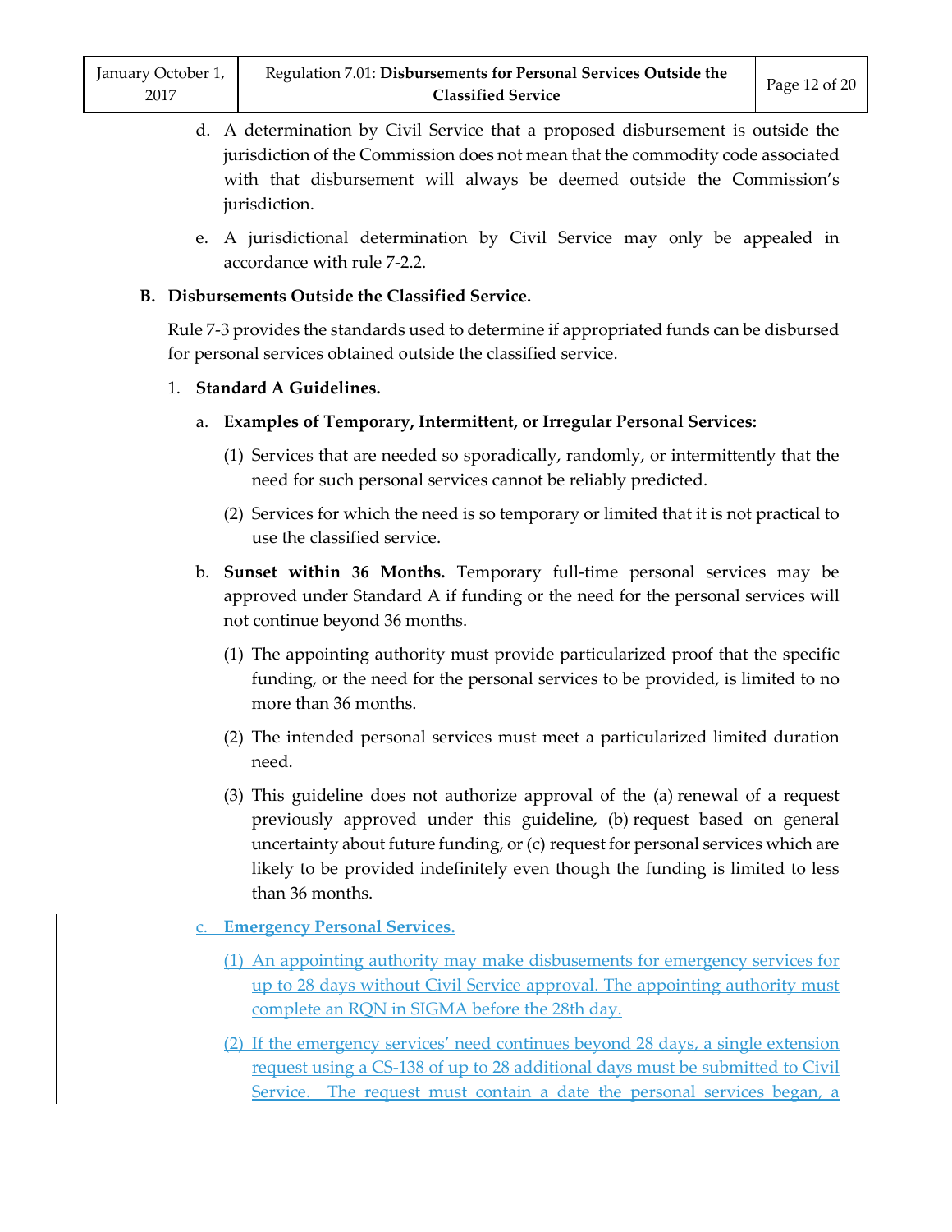d. A determination by Civil Service that a proposed disbursement is outside the jurisdiction of the Commission does not mean that the commodity code associated with that disbursement will always be deemed outside the Commission's jurisdiction.

e. A jurisdictional determination by Civil Service may only be appealed in accordance with rule 7-2.2.

**B. Disbursements Outside the Classified Service.**

Rule 7-3 provides the standards used to determine if appropriated funds can be disbursed for personal services obtained outside the classified service.

1. **Standard A Guidelines.**

   a. **Examples of Temporary, Intermittent, or Irregular Personal Services:**

      (1) Services that are needed so sporadically, randomly, or intermittently that the need for such personal services cannot be reliably predicted.

      (2) Services for which the need is so temporary or limited that it is not practical to use the classified service.

   b. **Sunset within 36 Months.** Temporary full-time personal services may be approved under Standard A if funding or the need for the personal services will not continue beyond 36 months.

      (1) The appointing authority must provide particularized proof that the specific funding, or the need for the personal services to be provided, is limited to no more than 36 months.

      (2) The intended personal services must meet a particularized limited duration need.

      (3) This guideline does not authorize approval of the (a) renewal of a request previously approved under this guideline, (b) request based on general uncertainty about future funding, or (c) request for personal services which are likely to be provided indefinitely even though the funding is limited to less than 36 months.

   c. **Emergency Personal Services.**

      (1) An appointing authority may make disbusements for emergency services for up to 28 days without Civil Service approval. The appointing authority must complete an RQN in SIGMA before the 28th day.

      (2) If the emergency services' need continues beyond 28 days, a single extension request using a CS-138 of up to 28 additional days must be submitted to Civil Service. The request must contain a date the personal services began, a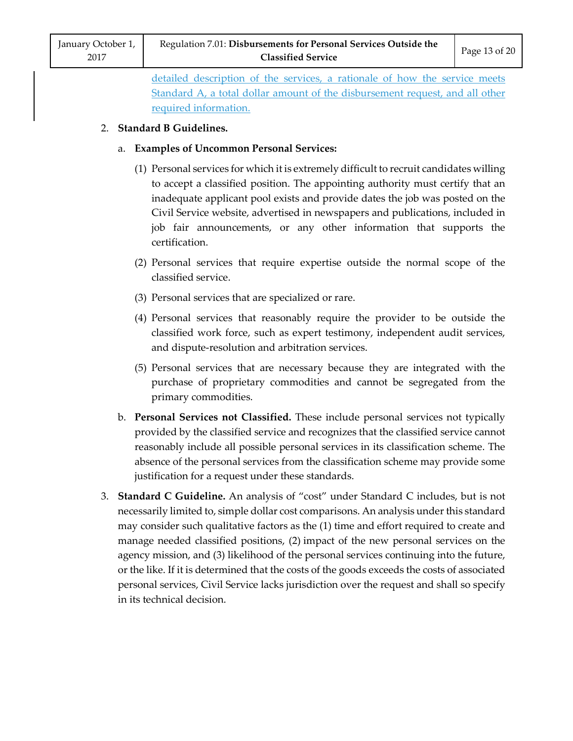detailed description of the services, a rationale of how the service meets Standard A, a total dollar amount of the disbursement request, and all other required information.

2. **Standard B Guidelines.**

   a. **Examples of Uncommon Personal Services:**

      (1) Personal services for which it is extremely difficult to recruit candidates willing to accept a classified position. The appointing authority must certify that an inadequate applicant pool exists and provide dates the job was posted on the Civil Service website, advertised in newspapers and publications, included in job fair announcements, or any other information that supports the certification.

      (2) Personal services that require expertise outside the normal scope of the classified service.

      (3) Personal services that are specialized or rare.

      (4) Personal services that reasonably require the provider to be outside the classified work force, such as expert testimony, independent audit services, and dispute-resolution and arbitration services.

      (5) Personal services that are necessary because they are integrated with the purchase of proprietary commodities and cannot be segregated from the primary commodities.

   b. **Personal Services not Classified.** These include personal services not typically provided by the classified service and recognizes that the classified service cannot reasonably include all possible personal services in its classification scheme. The absence of the personal services from the classification scheme may provide some justification for a request under these standards.

3. **Standard C Guideline.** An analysis of "cost" under Standard C includes, but is not necessarily limited to, simple dollar cost comparisons. An analysis under this standard may consider such qualitative factors as the (1) time and effort required to create and manage needed classified positions, (2) impact of the new personal services on the agency mission, and (3) likelihood of the personal services continuing into the future, or the like. If it is determined that the costs of the goods exceeds the costs of associated personal services, Civil Service lacks jurisdiction over the request and shall so specify in its technical decision.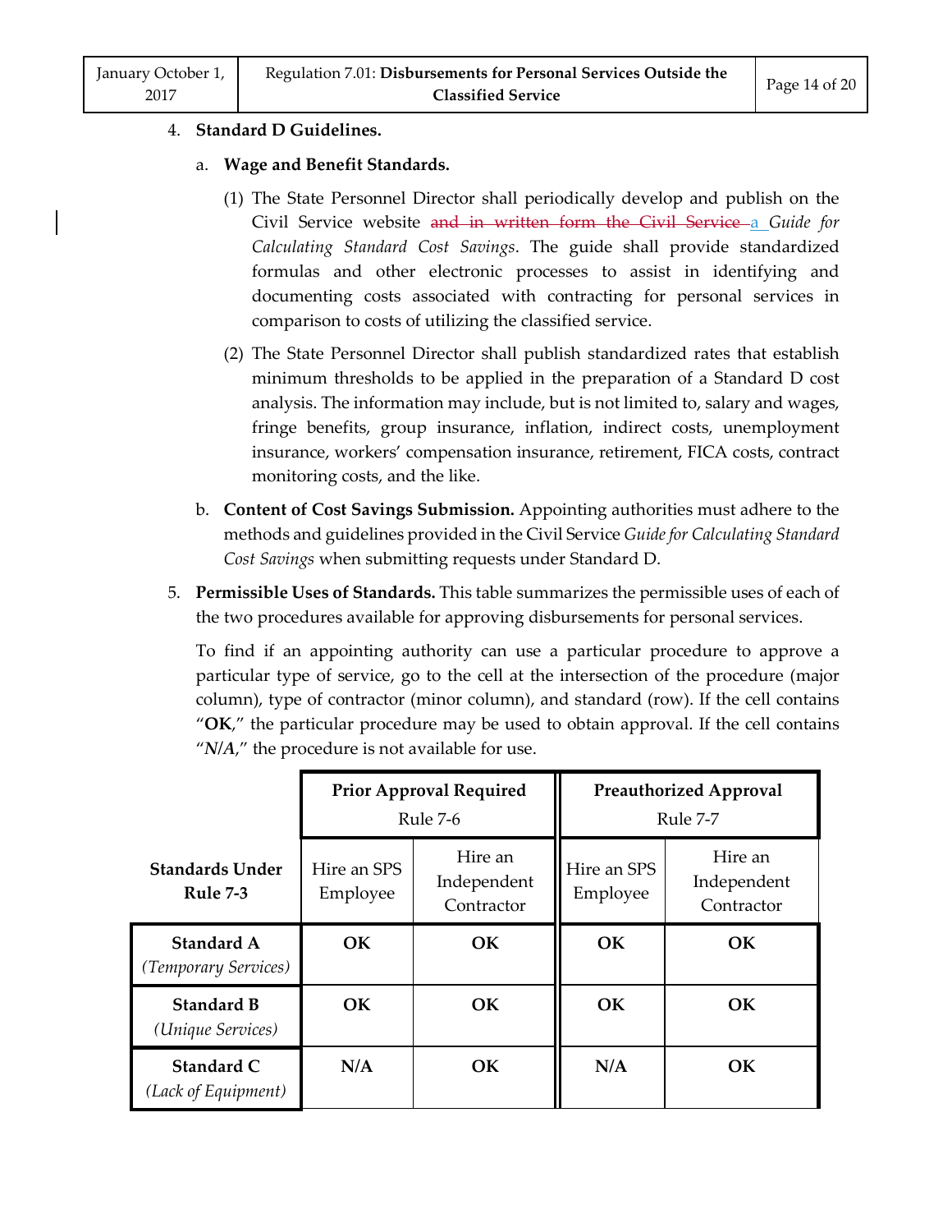4. **Standard D Guidelines.**

   a. **Wage and Benefit Standards.**

      (1) The State Personnel Director shall periodically develop and publish on the Civil Service website ~~and in written form the Civil Service~~ a *Guide for Calculating Standard Cost Savings*. The guide shall provide standardized formulas and other electronic processes to assist in identifying and documenting costs associated with contracting for personal services in comparison to costs of utilizing the classified service.

      (2) The State Personnel Director shall publish standardized rates that establish minimum thresholds to be applied in the preparation of a Standard D cost analysis. The information may include, but is not limited to, salary and wages, fringe benefits, group insurance, inflation, indirect costs, unemployment insurance, workers' compensation insurance, retirement, FICA costs, contract monitoring costs, and the like.

   b. **Content of Cost Savings Submission.** Appointing authorities must adhere to the methods and guidelines provided in the Civil Service *Guide for Calculating Standard Cost Savings* when submitting requests under Standard D.

5. **Permissible Uses of Standards.** This table summarizes the permissible uses of each of the two procedures available for approving disbursements for personal services.

   To find if an appointing authority can use a particular procedure to approve a particular type of service, go to the cell at the intersection of the procedure (major column), type of contractor (minor column), and standard (row). If the cell contains "**OK**," the particular procedure may be used to obtain approval. If the cell contains "***N/A***," the procedure is not available for use.

| | **Prior Approval Required** Rule 7-6 | | **Preauthorized Approval** Rule 7-7 | |
|---|---|---|---|---|
| **Standards Under Rule 7-3** | Hire an SPS Employee | Hire an Independent Contractor | Hire an SPS Employee | Hire an Independent Contractor |
| **Standard A** *(Temporary Services)* | **OK** | **OK** | **OK** | **OK** |
| **Standard B** *(Unique Services)* | **OK** | **OK** | **OK** | **OK** |
| **Standard C** *(Lack of Equipment)* | **N/A** | **OK** | **N/A** | **OK** |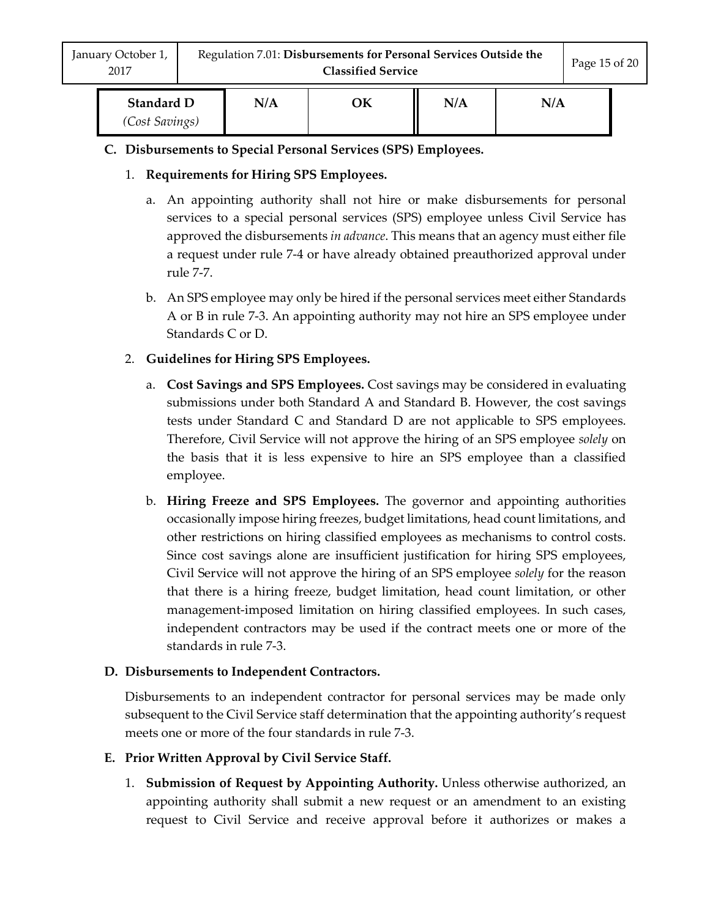| **Standard D** *(Cost Savings)* | **N/A** | **OK** | **N/A** | **N/A** |
|---|---|---|---|---|

**C. Disbursements to Special Personal Services (SPS) Employees.**

1. **Requirements for Hiring SPS Employees.**

   a. An appointing authority shall not hire or make disbursements for personal services to a special personal services (SPS) employee unless Civil Service has approved the disbursements *in advance*. This means that an agency must either file a request under rule 7-4 or have already obtained preauthorized approval under rule 7-7.

   b. An SPS employee may only be hired if the personal services meet either Standards A or B in rule 7-3. An appointing authority may not hire an SPS employee under Standards C or D.

2. **Guidelines for Hiring SPS Employees.**

   a. **Cost Savings and SPS Employees.** Cost savings may be considered in evaluating submissions under both Standard A and Standard B. However, the cost savings tests under Standard C and Standard D are not applicable to SPS employees. Therefore, Civil Service will not approve the hiring of an SPS employee *solely* on the basis that it is less expensive to hire an SPS employee than a classified employee.

   b. **Hiring Freeze and SPS Employees.** The governor and appointing authorities occasionally impose hiring freezes, budget limitations, head count limitations, and other restrictions on hiring classified employees as mechanisms to control costs. Since cost savings alone are insufficient justification for hiring SPS employees, Civil Service will not approve the hiring of an SPS employee *solely* for the reason that there is a hiring freeze, budget limitation, head count limitation, or other management-imposed limitation on hiring classified employees. In such cases, independent contractors may be used if the contract meets one or more of the standards in rule 7-3.

**D. Disbursements to Independent Contractors.**

Disbursements to an independent contractor for personal services may be made only subsequent to the Civil Service staff determination that the appointing authority's request meets one or more of the four standards in rule 7-3.

**E. Prior Written Approval by Civil Service Staff.**

1. **Submission of Request by Appointing Authority.** Unless otherwise authorized, an appointing authority shall submit a new request or an amendment to an existing request to Civil Service and receive approval before it authorizes or makes a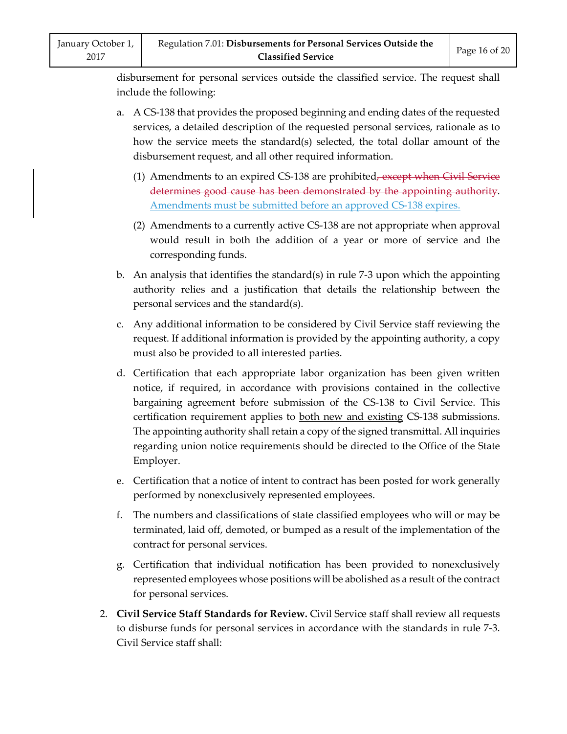disbursement for personal services outside the classified service. The request shall include the following:

a. A CS-138 that provides the proposed beginning and ending dates of the requested services, a detailed description of the requested personal services, rationale as to how the service meets the standard(s) selected, the total dollar amount of the disbursement request, and all other required information.

   (1) Amendments to an expired CS-138 are prohibited~~, except when Civil Service determines good cause has been demonstrated by the appointing authority~~. Amendments must be submitted before an approved CS-138 expires.

   (2) Amendments to a currently active CS-138 are not appropriate when approval would result in both the addition of a year or more of service and the corresponding funds.

b. An analysis that identifies the standard(s) in rule 7-3 upon which the appointing authority relies and a justification that details the relationship between the personal services and the standard(s).

c. Any additional information to be considered by Civil Service staff reviewing the request. If additional information is provided by the appointing authority, a copy must also be provided to all interested parties.

d. Certification that each appropriate labor organization has been given written notice, if required, in accordance with provisions contained in the collective bargaining agreement before submission of the CS-138 to Civil Service. This certification requirement applies to both new and existing CS-138 submissions. The appointing authority shall retain a copy of the signed transmittal. All inquiries regarding union notice requirements should be directed to the Office of the State Employer.

e. Certification that a notice of intent to contract has been posted for work generally performed by nonexclusively represented employees.

f. The numbers and classifications of state classified employees who will or may be terminated, laid off, demoted, or bumped as a result of the implementation of the contract for personal services.

g. Certification that individual notification has been provided to nonexclusively represented employees whose positions will be abolished as a result of the contract for personal services.

2. **Civil Service Staff Standards for Review.** Civil Service staff shall review all requests to disburse funds for personal services in accordance with the standards in rule 7-3. Civil Service staff shall: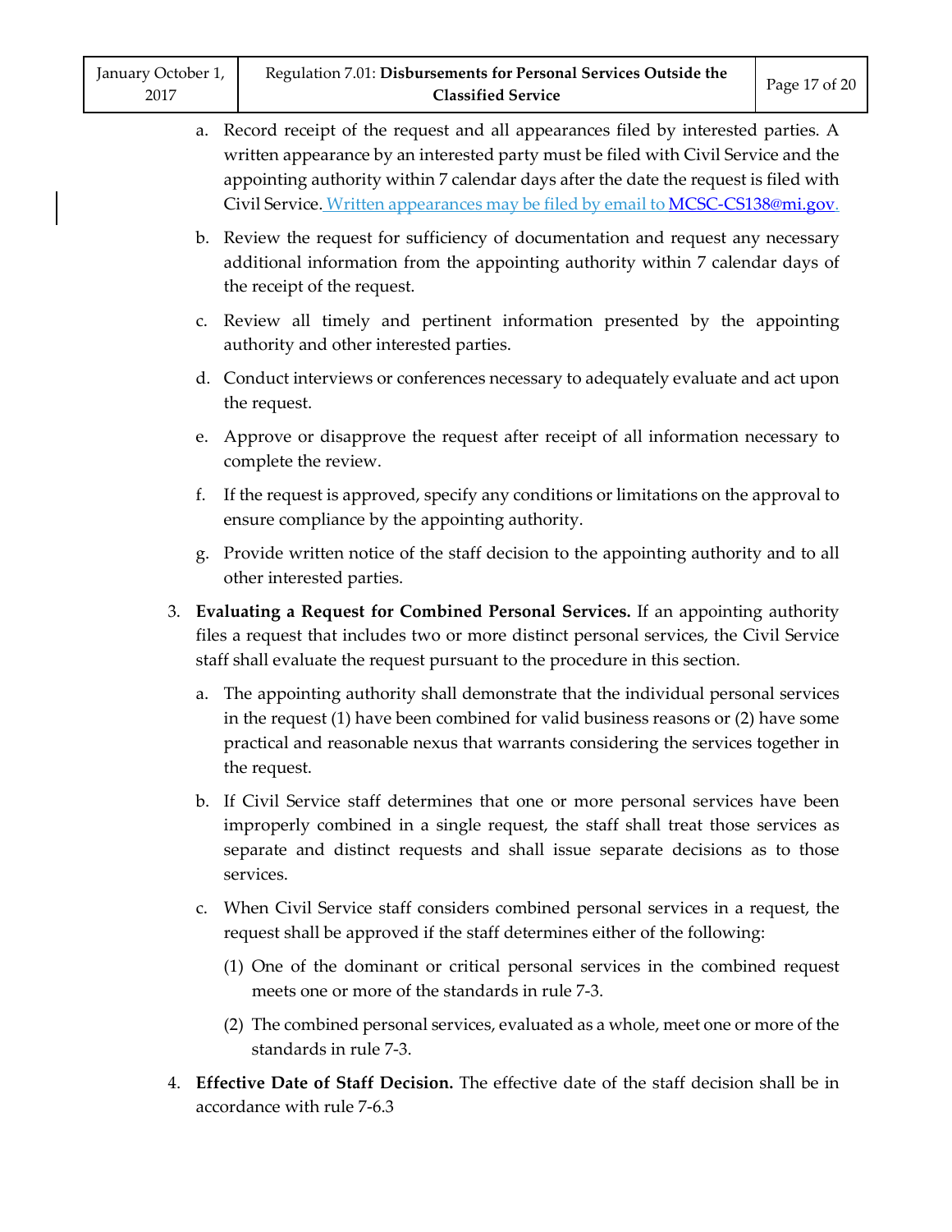a. Record receipt of the request and all appearances filed by interested parties. A written appearance by an interested party must be filed with Civil Service and the appointing authority within 7 calendar days after the date the request is filed with Civil Service. Written appearances may be filed by email to MCSC-CS138@mi.gov.

b. Review the request for sufficiency of documentation and request any necessary additional information from the appointing authority within 7 calendar days of the receipt of the request.

c. Review all timely and pertinent information presented by the appointing authority and other interested parties.

d. Conduct interviews or conferences necessary to adequately evaluate and act upon the request.

e. Approve or disapprove the request after receipt of all information necessary to complete the review.

f. If the request is approved, specify any conditions or limitations on the approval to ensure compliance by the appointing authority.

g. Provide written notice of the staff decision to the appointing authority and to all other interested parties.

3. **Evaluating a Request for Combined Personal Services.** If an appointing authority files a request that includes two or more distinct personal services, the Civil Service staff shall evaluate the request pursuant to the procedure in this section.

   a. The appointing authority shall demonstrate that the individual personal services in the request (1) have been combined for valid business reasons or (2) have some practical and reasonable nexus that warrants considering the services together in the request.

   b. If Civil Service staff determines that one or more personal services have been improperly combined in a single request, the staff shall treat those services as separate and distinct requests and shall issue separate decisions as to those services.

   c. When Civil Service staff considers combined personal services in a request, the request shall be approved if the staff determines either of the following:

      (1) One of the dominant or critical personal services in the combined request meets one or more of the standards in rule 7-3.

      (2) The combined personal services, evaluated as a whole, meet one or more of the standards in rule 7-3.

4. **Effective Date of Staff Decision.** The effective date of the staff decision shall be in accordance with rule 7-6.3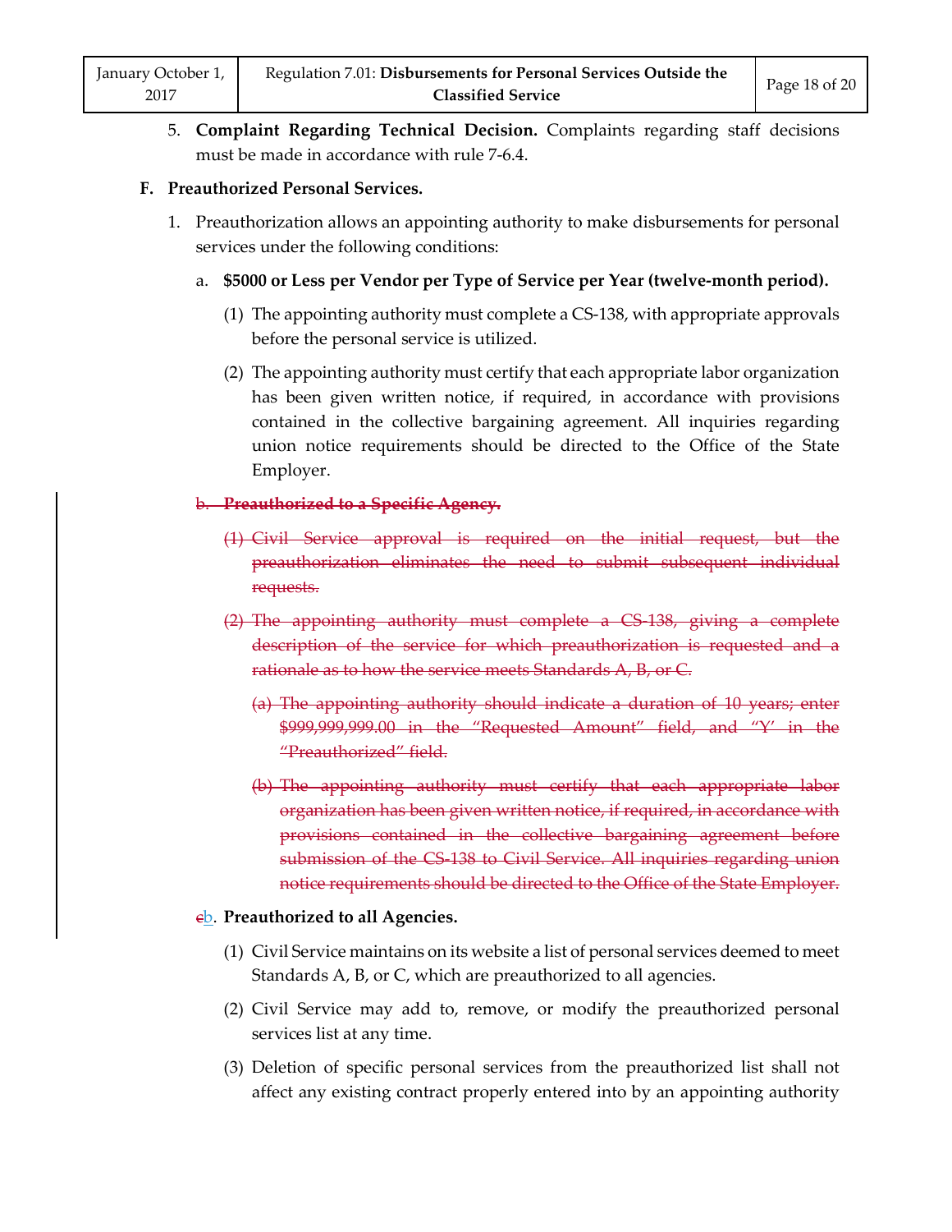5. **Complaint Regarding Technical Decision.** Complaints regarding staff decisions must be made in accordance with rule 7-6.4.

**F. Preauthorized Personal Services.**

1. Preauthorization allows an appointing authority to make disbursements for personal services under the following conditions:

   a. **$5000 or Less per Vendor per Type of Service per Year (twelve-month period).**

      (1) The appointing authority must complete a CS-138, with appropriate approvals before the personal service is utilized.

      (2) The appointing authority must certify that each appropriate labor organization has been given written notice, if required, in accordance with provisions contained in the collective bargaining agreement. All inquiries regarding union notice requirements should be directed to the Office of the State Employer.

   ~~b. **Preauthorized to a Specific Agency.**~~

      ~~(1) Civil Service approval is required on the initial request, but the preauthorization eliminates the need to submit subsequent individual requests.~~

      ~~(2) The appointing authority must complete a CS-138, giving a complete description of the service for which preauthorization is requested and a rationale as to how the service meets Standards A, B, or C.~~

         ~~(a) The appointing authority should indicate a duration of 10 years; enter $999,999,999.00 in the "Requested Amount" field, and "Y" in the "Preauthorized" field.~~

         ~~(b) The appointing authority must certify that each appropriate labor organization has been given written notice, if required, in accordance with provisions contained in the collective bargaining agreement before submission of the CS-138 to Civil Service. All inquiries regarding union notice requirements should be directed to the Office of the State Employer.~~

   ~~c~~b. **Preauthorized to all Agencies.**

      (1) Civil Service maintains on its website a list of personal services deemed to meet Standards A, B, or C, which are preauthorized to all agencies.

      (2) Civil Service may add to, remove, or modify the preauthorized personal services list at any time.

      (3) Deletion of specific personal services from the preauthorized list shall not affect any existing contract properly entered into by an appointing authority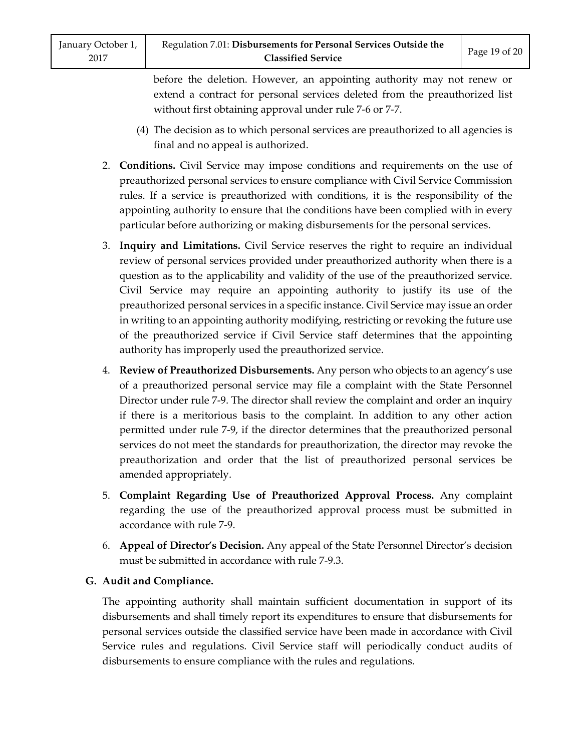before the deletion. However, an appointing authority may not renew or extend a contract for personal services deleted from the preauthorized list without first obtaining approval under rule 7-6 or 7-7.

(4) The decision as to which personal services are preauthorized to all agencies is final and no appeal is authorized.

2. **Conditions.** Civil Service may impose conditions and requirements on the use of preauthorized personal services to ensure compliance with Civil Service Commission rules. If a service is preauthorized with conditions, it is the responsibility of the appointing authority to ensure that the conditions have been complied with in every particular before authorizing or making disbursements for the personal services.

3. **Inquiry and Limitations.** Civil Service reserves the right to require an individual review of personal services provided under preauthorized authority when there is a question as to the applicability and validity of the use of the preauthorized service. Civil Service may require an appointing authority to justify its use of the preauthorized personal services in a specific instance. Civil Service may issue an order in writing to an appointing authority modifying, restricting or revoking the future use of the preauthorized service if Civil Service staff determines that the appointing authority has improperly used the preauthorized service.

4. **Review of Preauthorized Disbursements.** Any person who objects to an agency's use of a preauthorized personal service may file a complaint with the State Personnel Director under rule 7-9. The director shall review the complaint and order an inquiry if there is a meritorious basis to the complaint. In addition to any other action permitted under rule 7-9, if the director determines that the preauthorized personal services do not meet the standards for preauthorization, the director may revoke the preauthorization and order that the list of preauthorized personal services be amended appropriately.

5. **Complaint Regarding Use of Preauthorized Approval Process.** Any complaint regarding the use of the preauthorized approval process must be submitted in accordance with rule 7-9.

6. **Appeal of Director's Decision.** Any appeal of the State Personnel Director's decision must be submitted in accordance with rule 7-9.3.

**G. Audit and Compliance.**

The appointing authority shall maintain sufficient documentation in support of its disbursements and shall timely report its expenditures to ensure that disbursements for personal services outside the classified service have been made in accordance with Civil Service rules and regulations. Civil Service staff will periodically conduct audits of disbursements to ensure compliance with the rules and regulations.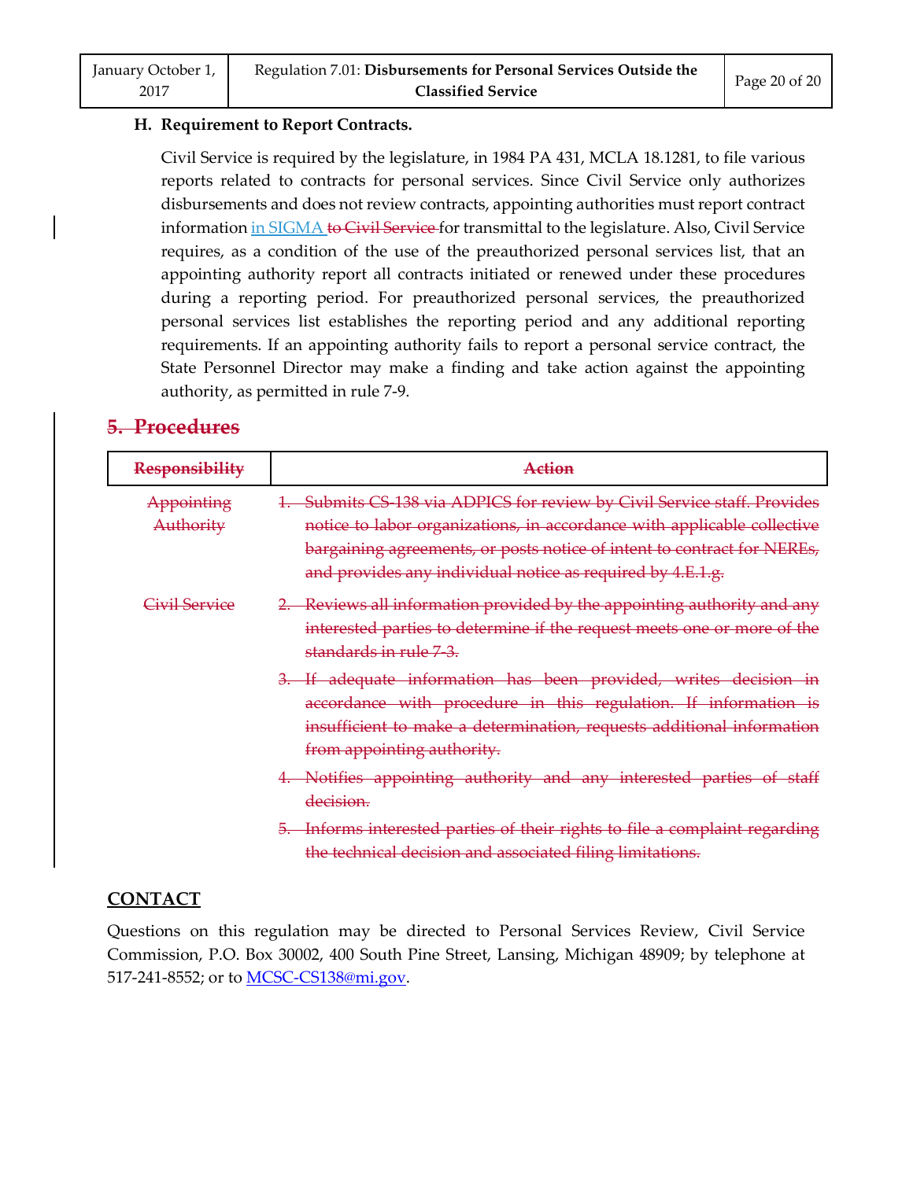### H. Requirement to Report Contracts.

Civil Service is required by the legislature, in 1984 PA 431, MCLA 18.1281, to file various reports related to contracts for personal services. Since Civil Service only authorizes disbursements and does not review contracts, appointing authorities must report contract information in SIGMA ~~to Civil Service~~ for transmittal to the legislature. Also, Civil Service requires, as a condition of the use of the preauthorized personal services list, that an appointing authority report all contracts initiated or renewed under these procedures during a reporting period. For preauthorized personal services, the preauthorized personal services list establishes the reporting period and any additional reporting requirements. If an appointing authority fails to report a personal service contract, the State Personnel Director may make a finding and take action against the appointing authority, as permitted in rule 7-9.

## ~~5. Procedures~~

| ~~Responsibility~~ | ~~Action~~ |
| --- | --- |
| ~~Appointing Authority~~ | ~~1. Submits CS-138 via ADPICS for review by Civil Service staff. Provides notice to labor organizations, in accordance with applicable collective bargaining agreements, or posts notice of intent to contract for NEREs, and provides any individual notice as required by 4.E.1.g.~~ |
| ~~Civil Service~~ | ~~2. Reviews all information provided by the appointing authority and any interested parties to determine if the request meets one or more of the standards in rule 7-3.~~ |
| | ~~3. If adequate information has been provided, writes decision in accordance with procedure in this regulation. If information is insufficient to make a determination, requests additional information from appointing authority.~~ |
| | ~~4. Notifies appointing authority and any interested parties of staff decision.~~ |
| | ~~5. Informs interested parties of their rights to file a complaint regarding the technical decision and associated filing limitations.~~ |

## CONTACT

Questions on this regulation may be directed to Personal Services Review, Civil Service Commission, P.O. Box 30002, 400 South Pine Street, Lansing, Michigan 48909; by telephone at 517-241-8552; or to MCSC-CS138@mi.gov.